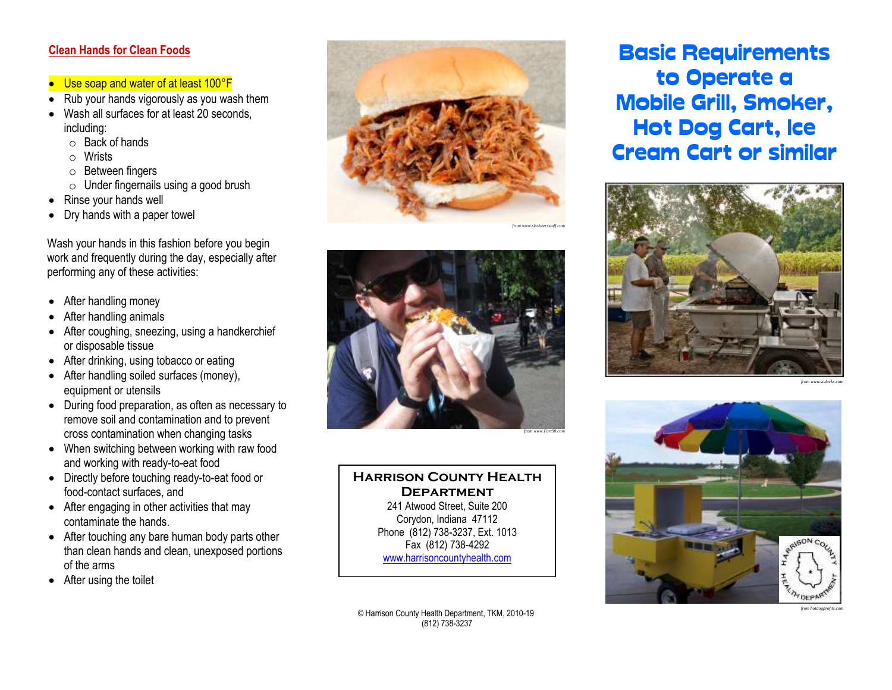## Clean Hands for Clean Foods

- Use soap and water of at least 100°F
- Rub your hands vigorously as you wash them
- Wash all surfaces for at least 20 seconds, including:
  - Back of hands
  - Wrists
  - Between fingers
  - Under fingernails using a good brush
- Rinse your hands well
- Dry hands with a paper towel

Wash your hands in this fashion before you begin work and frequently during the day, especially after performing any of these activities:

- After handling money
- After handling animals
- After coughing, sneezing, using a handkerchief or disposable tissue
- After drinking, using tobacco or eating
- After handling soiled surfaces (money), equipment or utensils
- During food preparation, as often as necessary to remove soil and contamination and to prevent cross contamination when changing tasks
- When switching between working with raw food and working with ready-to-eat food
- Directly before touching ready-to-eat food or food-contact surfaces, and
- After engaging in other activities that may contaminate the hands.
- After touching any bare human body parts other than clean hands and clean, unexposed portions of the arms
- After using the toilet

*from www.sixsistersstuff.com*

*from www.Fort90.com*

**HARRISON COUNTY HEALTH DEPARTMENT**
241 Atwood Street, Suite 200
Corydon, Indiana 47112
Phone (812) 738-3237, Ext. 1013
Fax (812) 738-4292
www.harrisoncountyhealth.com

© Harrison County Health Department, TKM, 2010-19
(812) 738-3237

# Basic Requirements to Operate a Mobile Grill, Smoker, Hot Dog Cart, Ice Cream Cart or similar

*from www.scducks.com*

*from hotdogprofits.com*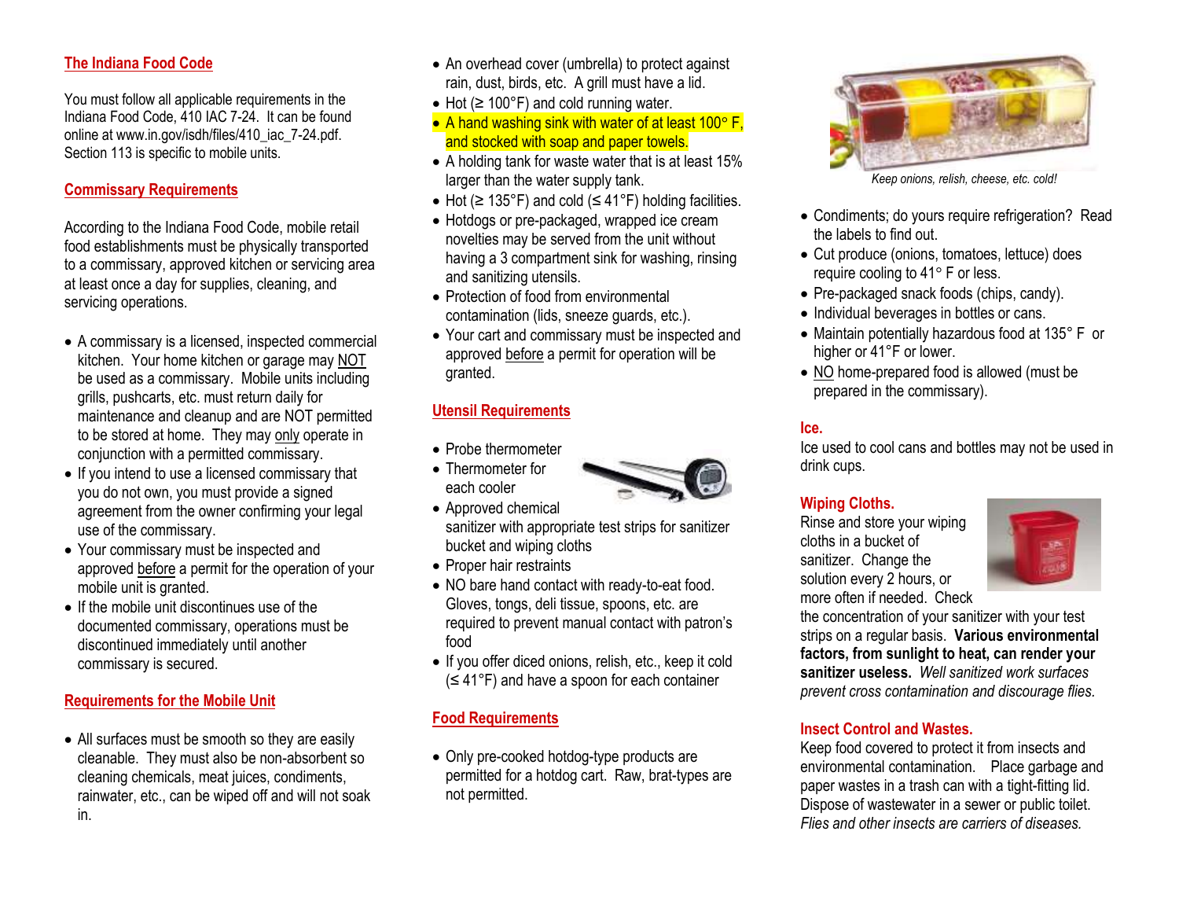## The Indiana Food Code

You must follow all applicable requirements in the Indiana Food Code, 410 IAC 7-24. It can be found online at www.in.gov/isdh/files/410_iac_7-24.pdf. Section 113 is specific to mobile units.

## Commissary Requirements

According to the Indiana Food Code, mobile retail food establishments must be physically transported to a commissary, approved kitchen or servicing area at least once a day for supplies, cleaning, and servicing operations.

- A commissary is a licensed, inspected commercial kitchen. Your home kitchen or garage may NOT be used as a commissary. Mobile units including grills, pushcarts, etc. must return daily for maintenance and cleanup and are NOT permitted to be stored at home. They may only operate in conjunction with a permitted commissary.
- If you intend to use a licensed commissary that you do not own, you must provide a signed agreement from the owner confirming your legal use of the commissary.
- Your commissary must be inspected and approved before a permit for the operation of your mobile unit is granted.
- If the mobile unit discontinues use of the documented commissary, operations must be discontinued immediately until another commissary is secured.

## Requirements for the Mobile Unit

- All surfaces must be smooth so they are easily cleanable. They must also be non-absorbent so cleaning chemicals, meat juices, condiments, rainwater, etc., can be wiped off and will not soak in.
- An overhead cover (umbrella) to protect against rain, dust, birds, etc. A grill must have a lid.
- Hot (≥ 100°F) and cold running water.
- A hand washing sink with water of at least 100° F, and stocked with soap and paper towels.
- A holding tank for waste water that is at least 15% larger than the water supply tank.
- Hot (≥ 135°F) and cold (≤ 41°F) holding facilities.
- Hotdogs or pre-packaged, wrapped ice cream novelties may be served from the unit without having a 3 compartment sink for washing, rinsing and sanitizing utensils.
- Protection of food from environmental contamination (lids, sneeze guards, etc.).
- Your cart and commissary must be inspected and approved before a permit for operation will be granted.

## Utensil Requirements

- Probe thermometer
- Thermometer for each cooler
- Approved chemical sanitizer with appropriate test strips for sanitizer bucket and wiping cloths
- Proper hair restraints
- NO bare hand contact with ready-to-eat food. Gloves, tongs, deli tissue, spoons, etc. are required to prevent manual contact with patron's food
- If you offer diced onions, relish, etc., keep it cold (≤ 41°F) and have a spoon for each container

## Food Requirements

- Only pre-cooked hotdog-type products are permitted for a hotdog cart. Raw, brat-types are not permitted.

*Keep onions, relish, cheese, etc. cold!*

- Condiments; do yours require refrigeration? Read the labels to find out.
- Cut produce (onions, tomatoes, lettuce) does require cooling to 41° F or less.
- Pre-packaged snack foods (chips, candy).
- Individual beverages in bottles or cans.
- Maintain potentially hazardous food at 135° F or higher or 41°F or lower.
- NO home-prepared food is allowed (must be prepared in the commissary).

### Ice.

Ice used to cool cans and bottles may not be used in drink cups.

### Wiping Cloths.

Rinse and store your wiping cloths in a bucket of sanitizer. Change the solution every 2 hours, or more often if needed. Check the concentration of your sanitizer with your test strips on a regular basis. **Various environmental factors, from sunlight to heat, can render your sanitizer useless.** *Well sanitized work surfaces prevent cross contamination and discourage flies.*

### Insect Control and Wastes.

Keep food covered to protect it from insects and environmental contamination. Place garbage and paper wastes in a trash can with a tight-fitting lid. Dispose of wastewater in a sewer or public toilet. *Flies and other insects are carriers of diseases.*